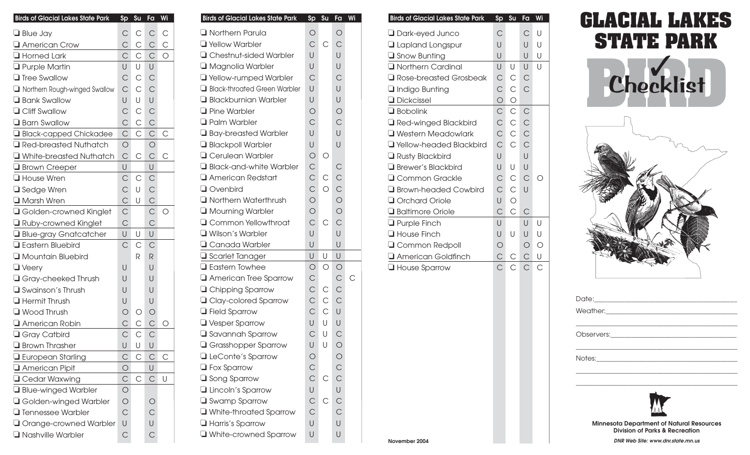# GLACIAL LAKES STATE PARK

# BIRD Checklist

| Birds of Glacial Lakes State Park | Sp | Su | Fa | Wi |
|---|---|---|---|---|
| ❑ Blue Jay | C | C | C | C |
| ❑ American Crow | C | C | C | C |
| ❑ Horned Lark | C | C | C | O |
| ❑ Purple Martin | U | U | U | |
| ❑ Tree Swallow | C | C | C | |
| ❑ Northern Rough-winged Swallow | C | C | C | |
| ❑ Bank Swallow | U | U | U | |
| ❑ Cliff Swallow | C | C | C | |
| ❑ Barn Swallow | C | C | C | |
| ❑ Black-capped Chickadee | C | C | C | C |
| ❑ Red-breasted Nuthatch | O | | O | |
| ❑ White-breasted Nuthatch | C | C | C | C |
| ❑ Brown Creeper | U | | U | |
| ❑ House Wren | C | C | C | |
| ❑ Sedge Wren | C | U | C | |
| ❑ Marsh Wren | C | U | C | |
| ❑ Golden-crowned Kinglet | C | | C | O |
| ❑ Ruby-crowned Kinglet | C | | C | |
| ❑ Blue-gray Gnatcatcher | U | U | U | |
| ❑ Eastern Bluebird | C | C | C | |
| ❑ Mountain Bluebird | | R | R | |
| ❑ Veery | U | | U | |
| ❑ Gray-cheeked Thrush | U | | U | |
| ❑ Swainson's Thrush | U | | U | |
| ❑ Hermit Thrush | U | | U | |
| ❑ Wood Thrush | O | O | O | |
| ❑ American Robin | C | C | C | O |
| ❑ Gray Catbird | C | C | C | |
| ❑ Brown Thrasher | U | U | U | |
| ❑ European Starling | C | C | C | C |
| ❑ American Pipit | O | | U | |
| ❑ Cedar Waxwing | C | C | C | U |
| ❑ Blue-winged Warbler | O | | | |
| ❑ Golden-winged Warbler | O | | O | |
| ❑ Tennessee Warbler | C | | C | |
| ❑ Orange-crowned Warbler | U | | U | |
| ❑ Nashville Warbler | C | | C | |
| ❑ Northern Parula | O | | O | |
| ❑ Yellow Warbler | C | C | C | |
| ❑ Chestnut-sided Warbler | U | | U | |
| ❑ Magnolia Warbler | U | | U | |
| ❑ Yellow-rumped Warbler | C | | C | |
| ❑ Black-throated Green Warbler | U | | U | |
| ❑ Blackburnian Warbler | U | | U | |
| ❑ Pine Warbler | O | | O | |
| ❑ Palm Warbler | C | | C | |
| ❑ Bay-breasted Warbler | U | | U | |
| ❑ Blackpoll Warbler | U | | U | |
| ❑ Cerulean Warbler | O | O | | |
| ❑ Black-and-white Warbler | C | | C | |
| ❑ American Redstart | C | C | C | |
| ❑ Ovenbird | C | O | C | |
| ❑ Northern Waterthrush | O | | O | |
| ❑ Mourning Warbler | O | | O | |
| ❑ Common Yellowthroat | C | C | C | |
| ❑ Wilson's Warbler | U | | U | |
| ❑ Canada Warbler | U | | U | |
| ❑ Scarlet Tanager | U | U | U | |
| ❑ Eastern Towhee | O | O | O | |
| ❑ American Tree Sparrow | C | | C | C |
| ❑ Chipping Sparrow | C | C | C | |
| ❑ Clay-colored Sparrow | C | C | C | |
| ❑ Field Sparrow | C | C | U | |
| ❑ Vesper Sparrow | U | U | U | |
| ❑ Savannah Sparrow | C | U | C | |
| ❑ Grasshopper Sparrow | U | U | O | |
| ❑ LeConte's Sparrow | O | | O | |
| ❑ Fox Sparrow | C | | C | |
| ❑ Song Sparrow | C | C | C | |
| ❑ Lincoln's Sparrow | U | | U | |
| ❑ Swamp Sparrow | C | C | C | |
| ❑ White-throated Sparrow | C | | C | |
| ❑ Harris's Sparrow | U | | U | |
| ❑ White-crowned Sparrow | U | | U | |
| ❑ Dark-eyed Junco | C | | C | U |
| ❑ Lapland Longspur | U | | U | U |
| ❑ Snow Bunting | U | | U | U |
| ❑ Northern Cardinal | U | U | U | U |
| ❑ Rose-breasted Grosbeak | C | C | C | |
| ❑ Indigo Bunting | C | C | C | |
| ❑ Dickcissel | O | O | | |
| ❑ Bobolink | C | C | C | |
| ❑ Red-winged Blackbird | C | C | C | |
| ❑ Western Meadowlark | C | C | C | |
| ❑ Yellow-headed Blackbird | C | C | C | |
| ❑ Rusty Blackbird | U | | U | |
| ❑ Brewer's Blackbird | U | U | U | |
| ❑ Common Grackle | C | C | C | O |
| ❑ Brown-headed Cowbird | C | C | U | |
| ❑ Orchard Oriole | U | O | | |
| ❑ Baltimore Oriole | C | C | C | |
| ❑ Purple Finch | U | | U | U |
| ❑ House Finch | U | U | U | U |
| ❑ Common Redpoll | O | | O | O |
| ❑ American Goldfinch | C | C | C | U |
| ❑ House Sparrow | C | C | C | C |

November 2004

Date:______________________________

Weather:______________________________

Observers:______________________________

Notes:______________________________

**Minnesota Department of Natural Resources**
**Division of Parks & Recreation**

*DNR Web Site: www.dnr.state.mn.us*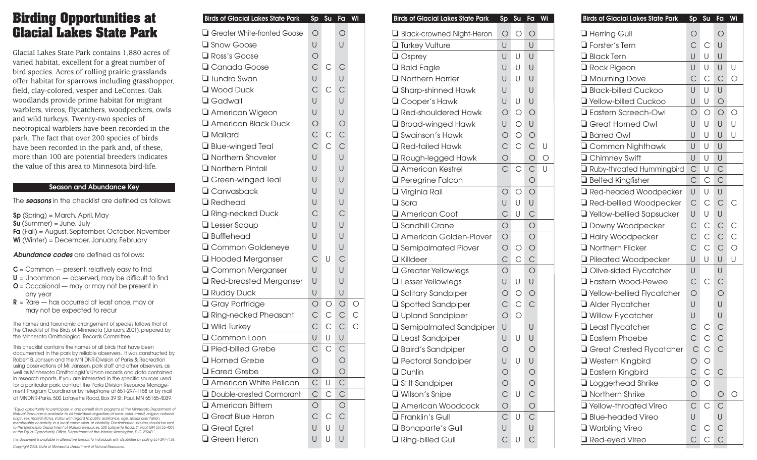# Birding Opportunities at Glacial Lakes State Park

Glacial Lakes State Park contains 1,880 acres of varied habitat, excellent for a great number of bird species. Acres of rolling prairie grasslands offer habitat for sparrows including grasshopper, field, clay-colored, vesper and LeContes. Oak woodlands provide prime habitat for migrant warblers, vireos, flycatchers, woodpeckers, owls and wild turkeys. Twenty-two species of neotropical warblers have been recorded in the park. The fact that over 200 species of birds have been recorded in the park and, of these, more than 100 are potential breeders indicates the value of this area to Minnesota bird-life.

## Season and Abundance Key

The ***seasons*** in the checklist are defined as follows:

**Sp** (Spring) = March, April, May
**Su** (Summer) = June, July
**Fa** (Fall) = August, September, October, November
**Wi** (Winter) = December, January, February

***Abundance codes*** are defined as follows:

- **C** = Common — present, relatively easy to find
- **U** = Uncommon — observed, may be difficult to find
- **O** = Occasional — may or may not be present in any year
- **R** = Rare — has occurred at least once, may or may not be expected to recur

The names and taxonomic arrangement of species follows that of the Checklist of the Birds of Minnesota (January, 2001), prepared by the Minnesota Ornithological Records Committee.

This checklist contains the names of all birds that have been documented in the park by reliable observers. It was constructed by Robert B. Janssen and the MN DNR-Division of Parks & Recreation using observations of Mr. Janssen, park staff and other observers, as well as Minnesota Ornithologist's Union records and data contained in research reports. If you are interested in the specific sources used for a particular park, contact the Parks Division Resource Management Program Coordinator by telephone at 651-297-1158 or by mail at MNDNR-Parks, 500 Lafayette Road, Box 39 St. Paul, MN 55155-4039.

*"Equal opportunity to participate in and benefit from programs of the Minnesota Department of Natural Resources is available to all individuals regardless of race, color, creed, religion, national origin, sex, marital status, status with regard to public assistance, age, sexual orientation, membership or activity in a local commission, or disability. Discrimination inquires should be sent to the Minnesota Department of Natural Resources, 500 Lafayette Road, St. Paul, MN 55155-4031; or the Equal Opportunity Office, Department of the Interior, Washington, D.C. 20240."*

*This document is available in alternative formats to individuals with disabilities by calling 651-297-1158.*

*Copyright 2004, State of Minnesota, Department of Natural Resources.*

| Birds of Glacial Lakes State Park | Sp | Su | Fa | Wi |
|---|---|---|---|---|
| ❑ Greater White-fronted Goose | O | | O | |
| ❑ Snow Goose | U | | U | |
| ❑ Ross's Goose | O | | | |
| ❑ Canada Goose | C | C | C | |
| ❑ Tundra Swan | U | | U | |
| ❑ Wood Duck | C | C | C | |
| ❑ Gadwall | U | | U | |
| ❑ American Wigeon | U | | U | |
| ❑ American Black Duck | O | | O | |
| ❑ Mallard | C | C | C | |
| ❑ Blue-winged Teal | C | C | C | |
| ❑ Northern Shoveler | U | | U | |
| ❑ Northern Pintail | U | | U | |
| ❑ Green-winged Teal | U | | U | |
| ❑ Canvasback | U | | U | |
| ❑ Redhead | U | | U | |
| ❑ Ring-necked Duck | C | | C | |
| ❑ Lesser Scaup | U | | U | |
| ❑ Bufflehead | U | | U | |
| ❑ Common Goldeneye | U | | U | |
| ❑ Hooded Merganser | C | U | C | |
| ❑ Common Merganser | U | | U | |
| ❑ Red-breasted Merganser | U | | U | |
| ❑ Ruddy Duck | U | | U | |
| ❑ Gray Partridge | O | O | O | O |
| ❑ Ring-necked Pheasant | C | C | C | C |
| ❑ Wild Turkey | C | C | C | C |
| ❑ Common Loon | U | U | U | |
| ❑ Pied-billed Grebe | C | C | C | |
| ❑ Horned Grebe | O | | O | |
| ❑ Eared Grebe | O | | O | |
| ❑ American White Pelican | C | U | C | |
| ❑ Double-crested Cormorant | C | C | C | |
| ❑ American Bittern | O | | O | |
| ❑ Great Blue Heron | C | C | C | |
| ❑ Great Egret | U | U | U | |
| ❑ Green Heron | U | U | U | |
| ❑ Black-crowned Night-Heron | O | O | O | |
| ❑ Turkey Vulture | U | | U | |
| ❑ Osprey | U | U | U | |
| ❑ Bald Eagle | U | U | U | |
| ❑ Northern Harrier | U | U | U | |
| ❑ Sharp-shinned Hawk | U | | U | |
| ❑ Cooper's Hawk | U | U | U | |
| ❑ Red-shouldered Hawk | O | O | O | |
| ❑ Broad-winged Hawk | U | O | U | |
| ❑ Swainson's Hawk | O | O | O | |
| ❑ Red-tailed Hawk | C | C | C | U |
| ❑ Rough-legged Hawk | O | | O | O |
| ❑ American Kestrel | C | C | C | U |
| ❑ Peregrine Falcon | | | O | |
| ❑ Virginia Rail | O | O | O | |
| ❑ Sora | U | U | U | |
| ❑ American Coot | C | U | C | |
| ❑ Sandhill Crane | O | | O | |
| ❑ American Golden-Plover | O | | O | |
| ❑ Semipalmated Plover | O | O | O | |
| ❑ Killdeer | C | C | C | |
| ❑ Greater Yellowlegs | O | | O | |
| ❑ Lesser Yellowlegs | U | U | U | |
| ❑ Solitary Sandpiper | O | O | O | |
| ❑ Spotted Sandpiper | C | C | C | |
| ❑ Upland Sandpiper | O | O | | |
| ❑ Semipalmated Sandpiper | U | | U | |
| ❑ Least Sandpiper | U | U | U | |
| ❑ Baird's Sandpiper | O | | O | |
| ❑ Pectoral Sandpiper | U | U | U | |
| ❑ Dunlin | O | | O | |
| ❑ Stilt Sandpiper | O | | O | |
| ❑ Wilson's Snipe | C | U | C | |
| ❑ American Woodcock | O | | O | |
| ❑ Franklin's Gull | C | U | C | |
| ❑ Bonaparte's Gull | U | | U | |
| ❑ Ring-billed Gull | C | U | C | |
| ❑ Herring Gull | O | | O | |
| ❑ Forster's Tern | C | C | U | |
| ❑ Black Tern | U | U | U | |
| ❑ Rock Pigeon | U | U | U | U |
| ❑ Mourning Dove | C | C | C | O |
| ❑ Black-billed Cuckoo | U | U | U | |
| ❑ Yellow-billed Cuckoo | U | U | O | |
| ❑ Eastern Screech-Owl | O | O | O | O |
| ❑ Great Horned Owl | U | U | U | U |
| ❑ Barred Owl | U | U | U | U |
| ❑ Common Nighthawk | U | U | U | |
| ❑ Chimney Swift | U | U | U | |
| ❑ Ruby-throated Hummingbird | C | U | C | |
| ❑ Belted Kingfisher | C | C | C | |
| ❑ Red-headed Woodpecker | U | U | U | |
| ❑ Red-bellied Woodpecker | C | C | C | C |
| ❑ Yellow-bellied Sapsucker | U | U | U | |
| ❑ Downy Woodpecker | C | C | C | C |
| ❑ Hairy Woodpecker | C | C | C | C |
| ❑ Northern Flicker | C | C | C | O |
| ❑ Pileated Woodpecker | U | U | U | U |
| ❑ Olive-sided Flycatcher | U | | U | |
| ❑ Eastern Wood-Pewee | C | C | C | |
| ❑ Yellow-bellied Flycatcher | O | | O | |
| ❑ Alder Flycatcher | U | | U | |
| ❑ Willow Flycatcher | U | | U | |
| ❑ Least Flycatcher | C | C | C | |
| ❑ Eastern Phoebe | C | C | C | |
| ❑ Great Crested Flycatcher | C | C | C | |
| ❑ Western Kingbird | O | O | | |
| ❑ Eastern Kingbird | C | C | C | |
| ❑ Loggerhead Shrike | O | O | | |
| ❑ Northern Shrike | O | | O | O |
| ❑ Yellow-throated Vireo | C | C | C | |
| ❑ Blue-headed Vireo | U | | U | |
| ❑ Warbling Vireo | C | C | C | |
| ❑ Red-eyed Vireo | C | C | C | |